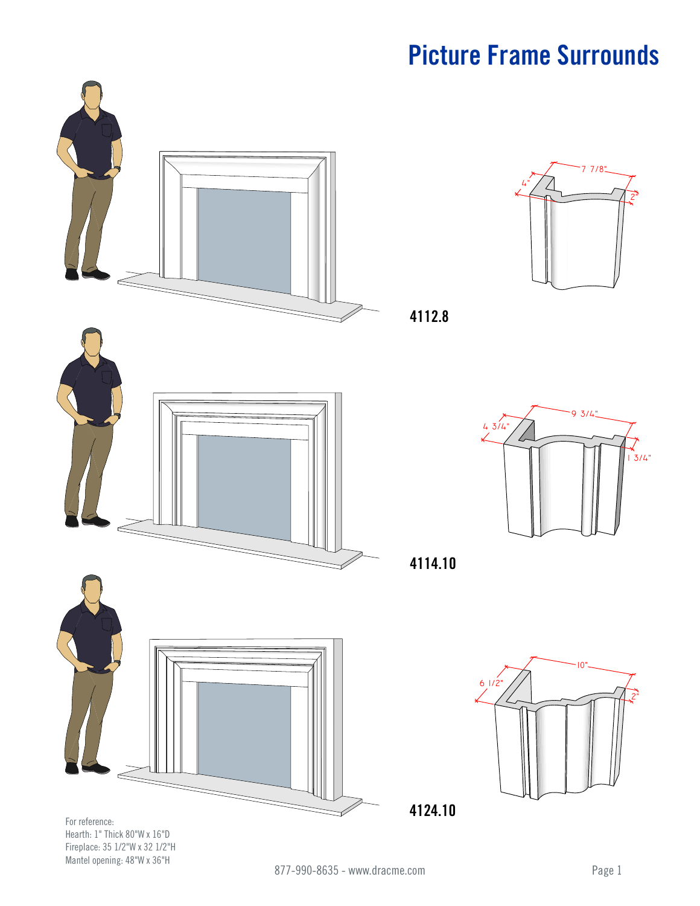# Picture Frame Surrounds

7 7/8"

4"

2"

4112.8

9 3/4"

4 3/4"

1 3/4"

4114.10

10"

6 1/2"

2"

4124.10

For reference:
Hearth: 1" Thick 80"W x 16"D
Fireplace: 35 1/2"W x 32 1/2"H
Mantel opening: 48"W x 36"H

877-990-8635 - www.dracme.com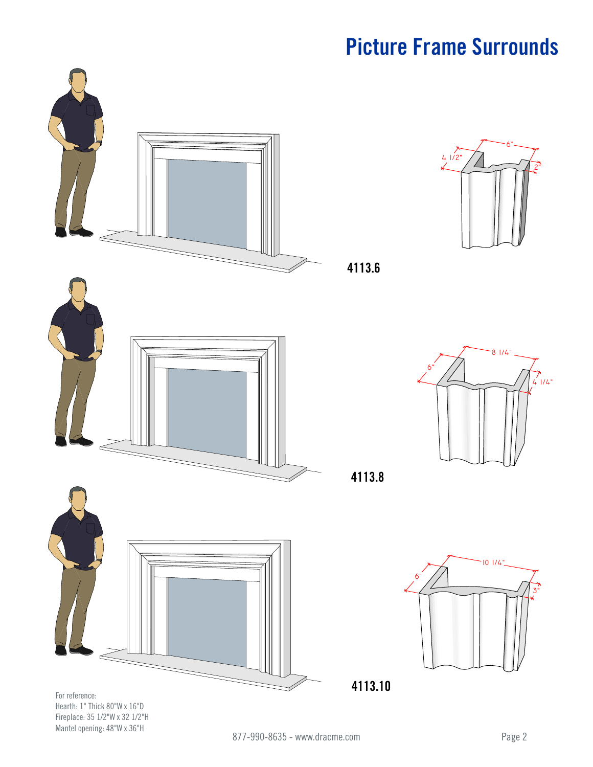# Picture Frame Surrounds

4 1/2"

6"

2"

4113.6

6"

8 1/4"

4 1/4"

4113.8

6"

10 1/4"

3"

4113.10

For reference:
Hearth: 1" Thick 80"W x 16"D
Fireplace: 35 1/2"W x 32 1/2"H
Mantel opening: 48"W x 36"H

877-990-8635 - www.dracme.com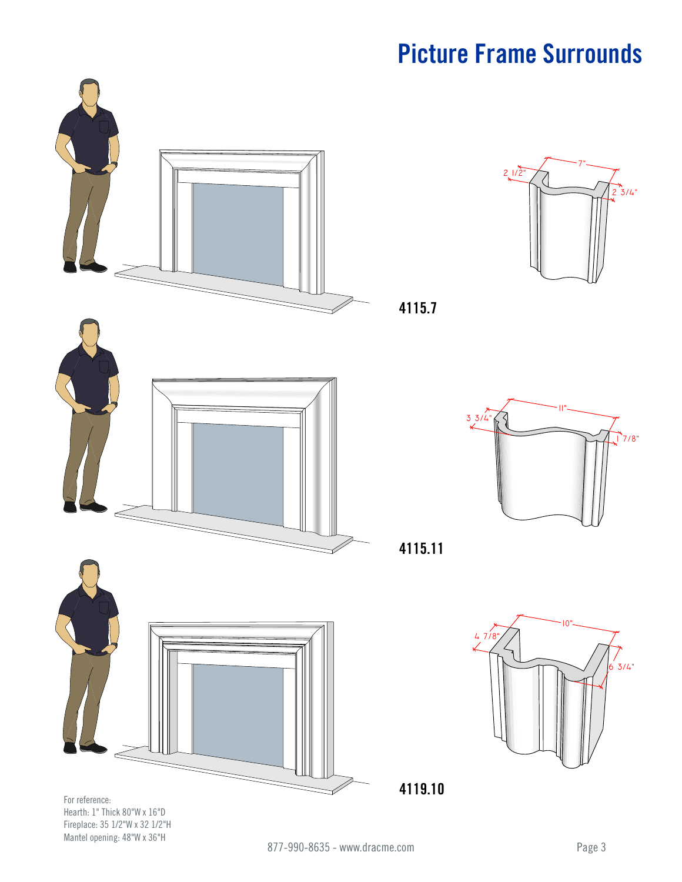# Picture Frame Surrounds

2 1/2"

7"

2 3/4"

**4115.7**

3 3/4"

11"

1 7/8"

**4115.11**

4 7/8"

10"

6 3/4"

**4119.10**

For reference:
Hearth: 1" Thick 80"W x 16"D
Fireplace: 35 1/2"W x 32 1/2"H
Mantel opening: 48"W x 36"H

877-990-8635 - www.dracme.com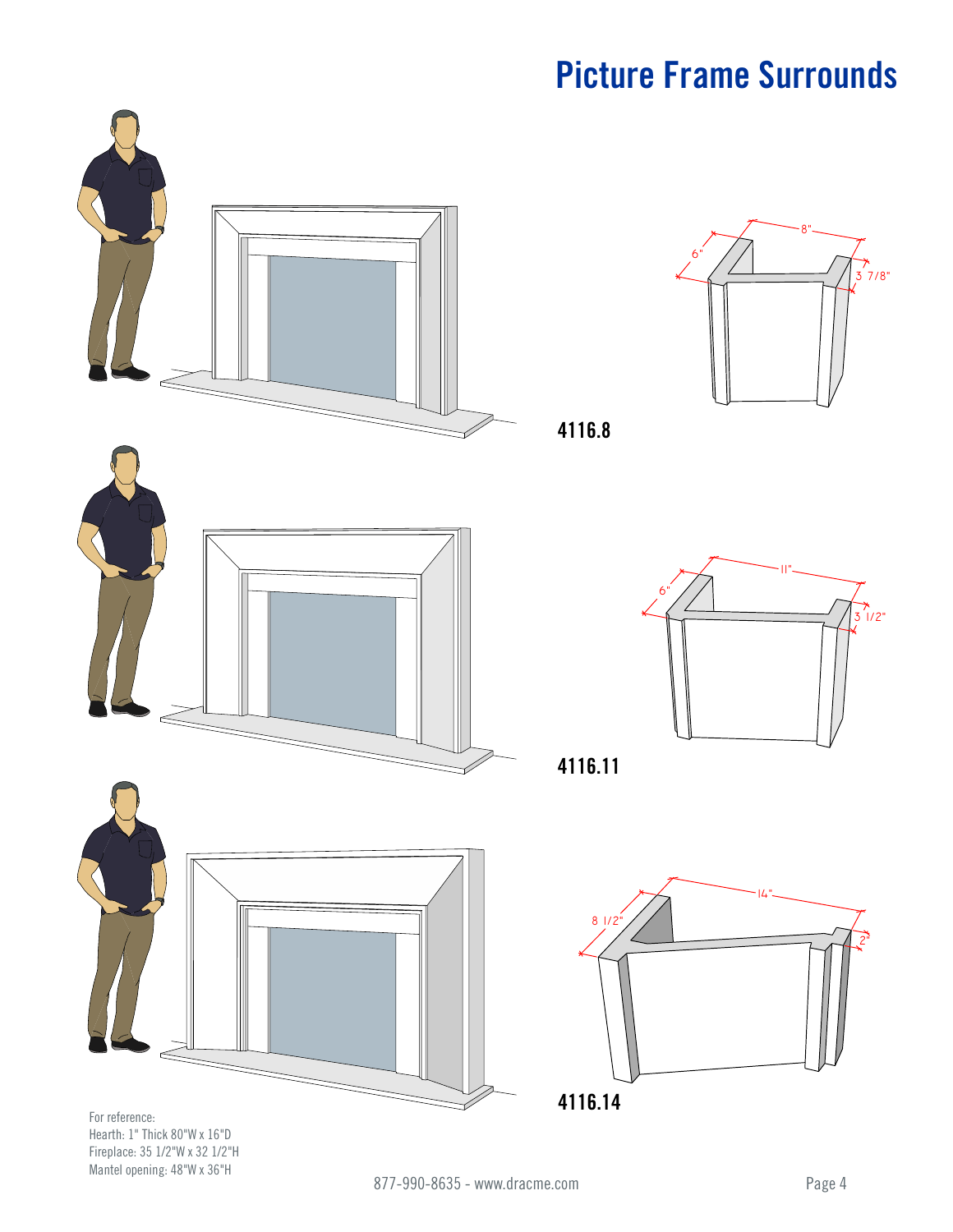# Picture Frame Surrounds

8"
6"
3 7/8"

4116.8

11"
6"
3 1/2"

4116.11

14"
8 1/2"
2"

4116.14

For reference:
Hearth: 1" Thick 80"W x 16"D
Fireplace: 35 1/2"W x 32 1/2"H
Mantel opening: 48"W x 36"H

877-990-8635 - www.dracme.com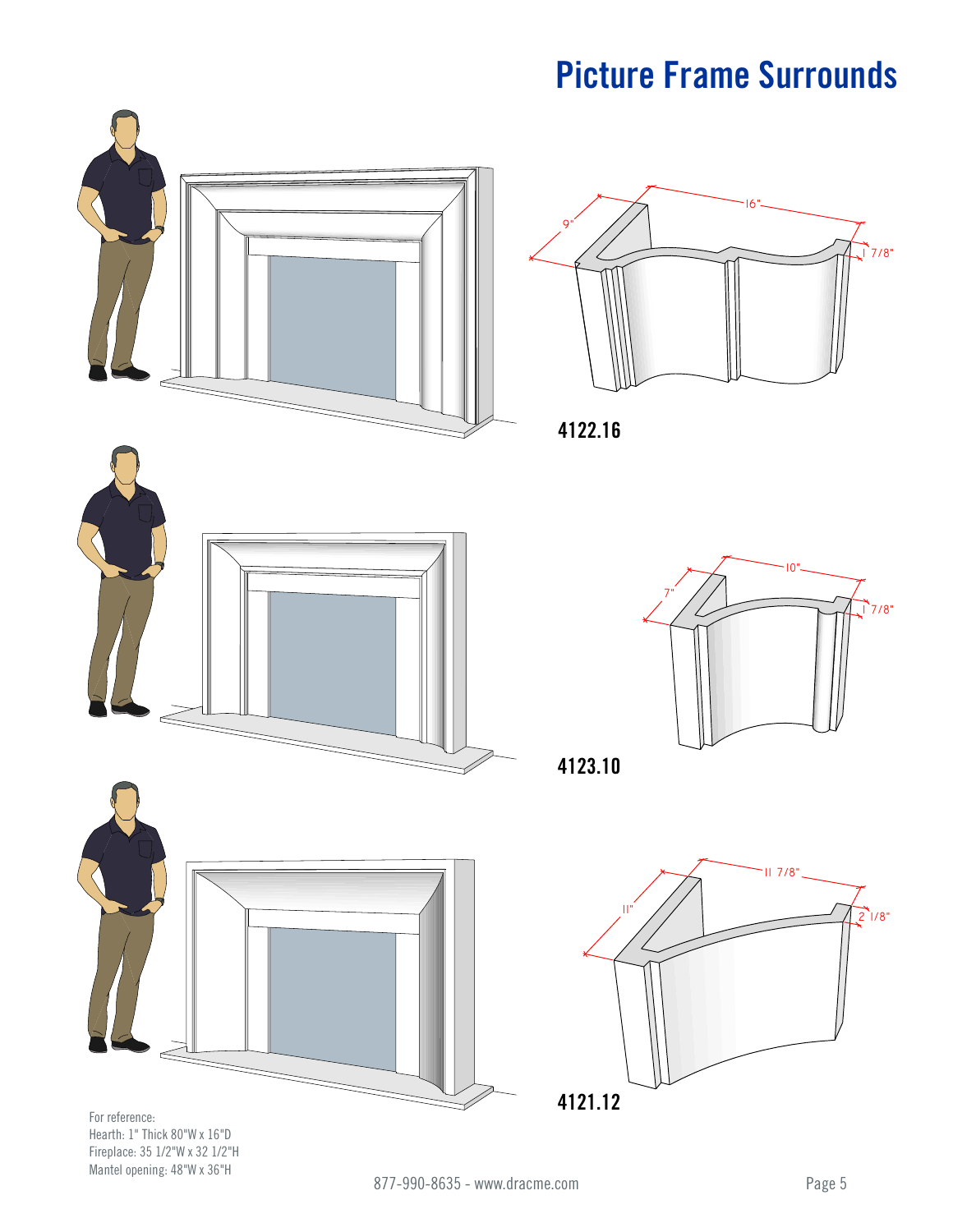# Picture Frame Surrounds

16"

9"

1 7/8"

**4122.16**

10"

7"

1 7/8"

**4123.10**

11 7/8"

11"

2 1/8"

**4121.12**

For reference:
Hearth: 1" Thick 80"W x 16"D
Fireplace: 35 1/2"W x 32 1/2"H
Mantel opening: 48"W x 36"H

877-990-8635 - www.dracme.com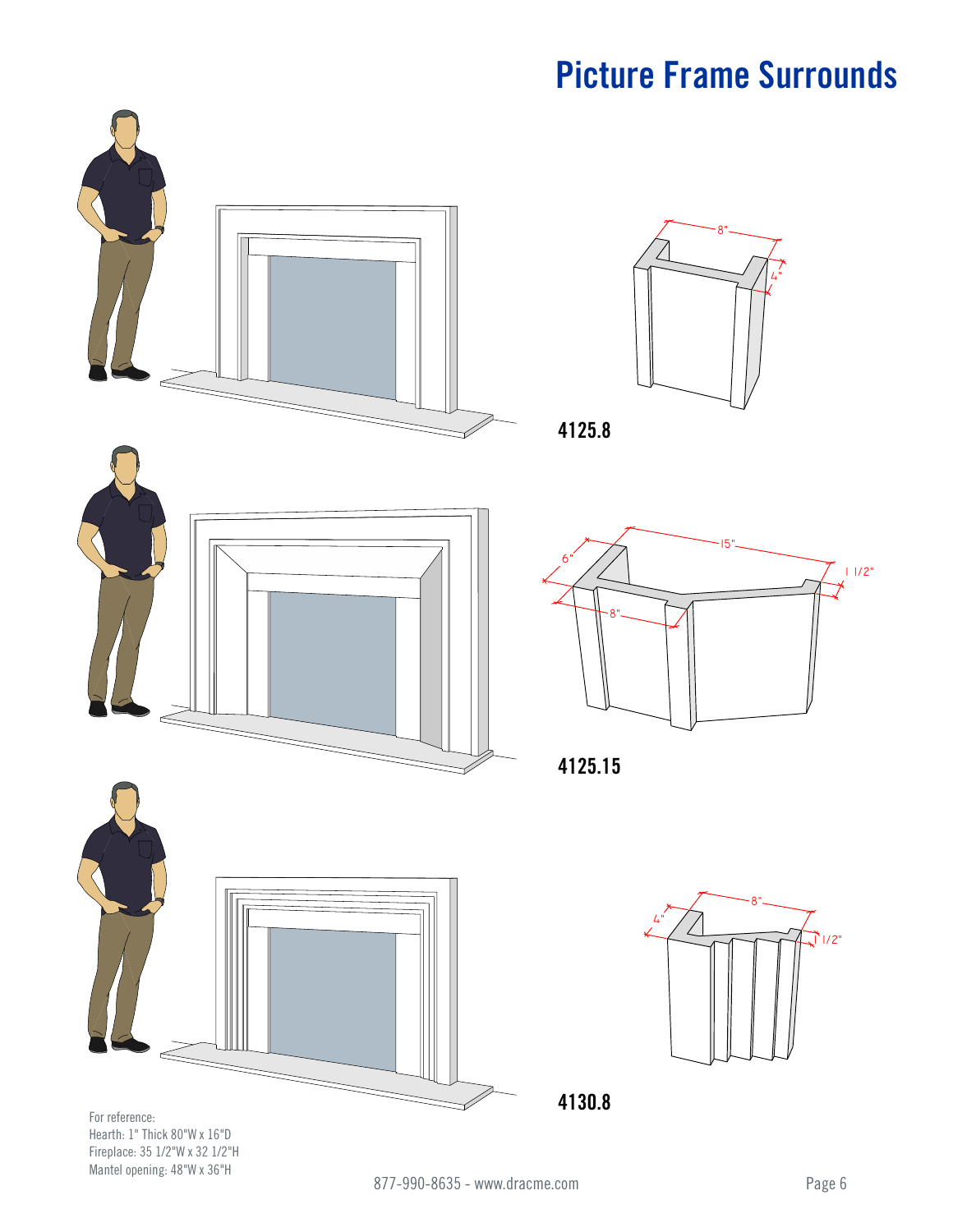# Picture Frame Surrounds

8"

4"

4125.8

15"

6"

1 1/2"

8"

4125.15

8"

4"

1/2"

4130.8

For reference:
Hearth: 1" Thick 80"W x 16"D
Fireplace: 35 1/2"W x 32 1/2"H
Mantel opening: 48"W x 36"H

877-990-8635 - www.dracme.com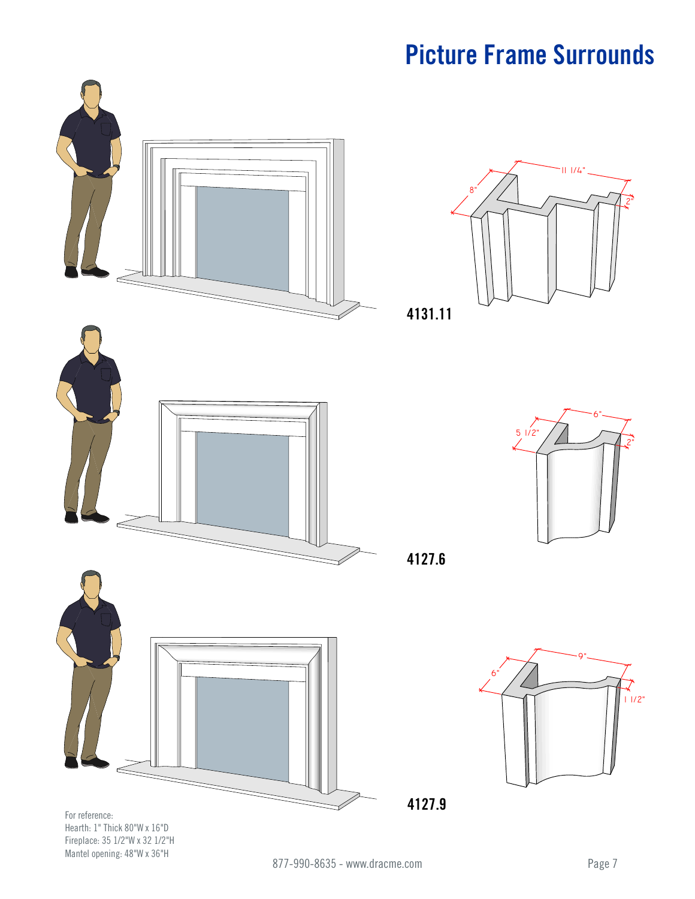# Picture Frame Surrounds

11 1/4"

8"

2"

**4131.11**

6"

5 1/2"

2"

**4127.6**

9"

6"

1 1/2"

**4127.9**

For reference:
Hearth: 1" Thick 80"W x 16"D
Fireplace: 35 1/2"W x 32 1/2"H
Mantel opening: 48"W x 36"H

877-990-8635 - www.dracme.com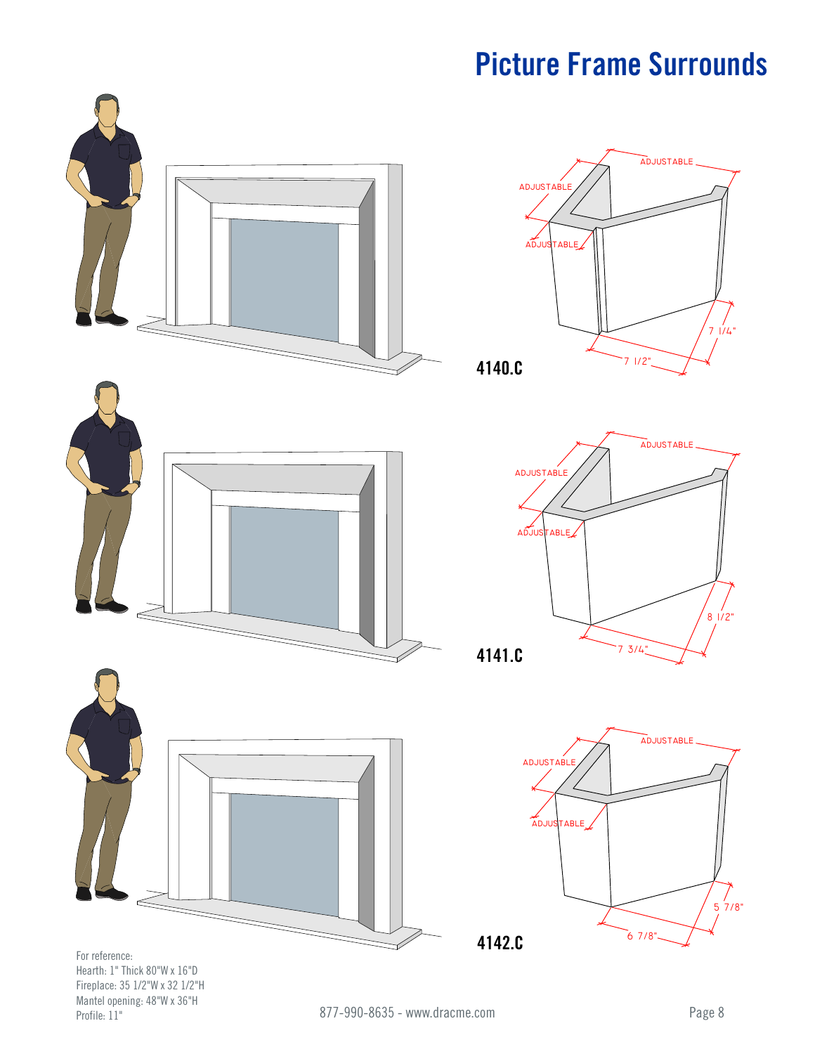# Picture Frame Surrounds

ADJUSTABLE
ADJUSTABLE
ADJUSTABLE
7 1/4"
7 1/2"

**4140.C**

ADJUSTABLE
ADJUSTABLE
ADJUSTABLE
8 1/2"
7 3/4"

**4141.C**

ADJUSTABLE
ADJUSTABLE
ADJUSTABLE
5 7/8"
6 7/8"

**4142.C**

For reference:
Hearth: 1" Thick 80"W x 16"D
Fireplace: 35 1/2"W x 32 1/2"H
Mantel opening: 48"W x 36"H
Profile: 11"

877-990-8635 - www.dracme.com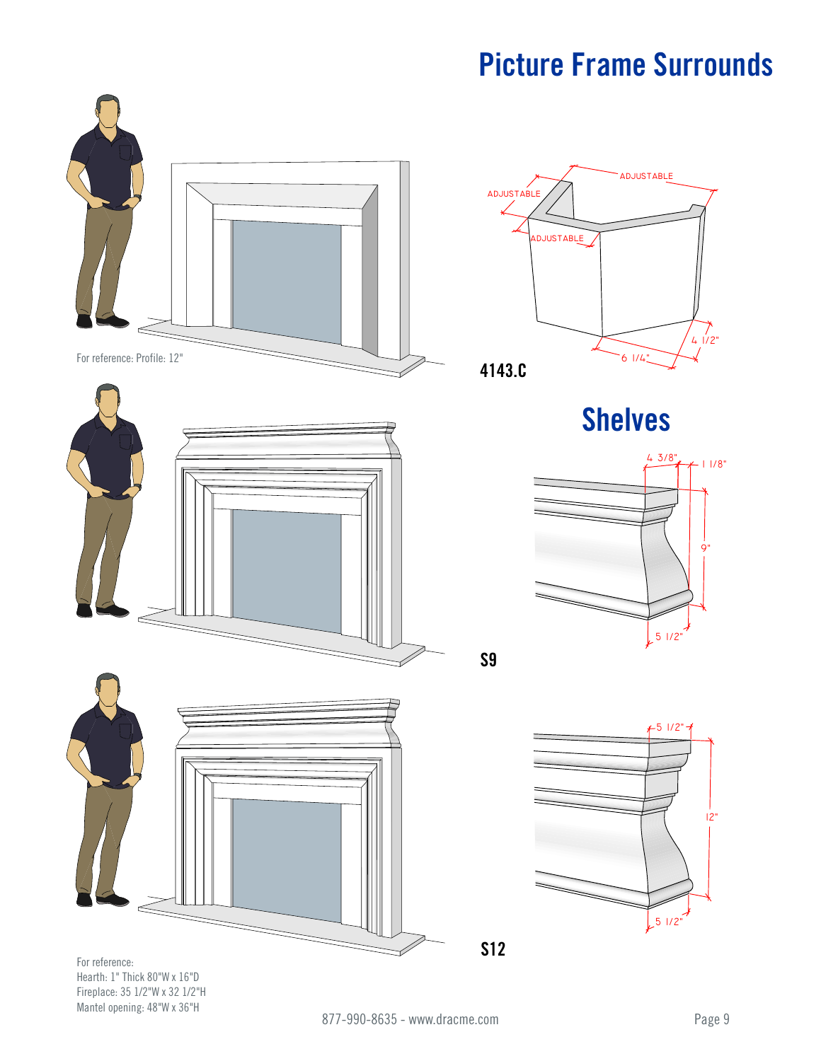# Picture Frame Surrounds

For reference: Profile: 12"

ADJUSTABLE

ADJUSTABLE

ADJUSTABLE

4 1/2"

6 1/4"

**4143.C**

# Shelves

4 3/8"

1 1/8"

9"

5 1/2"

**S9**

5 1/2"

12"

5 1/2"

**S12**

For reference:
Hearth: 1" Thick 80"W x 16"D
Fireplace: 35 1/2"W x 32 1/2"H
Mantel opening: 48"W x 36"H

877-990-8635 - www.dracme.com